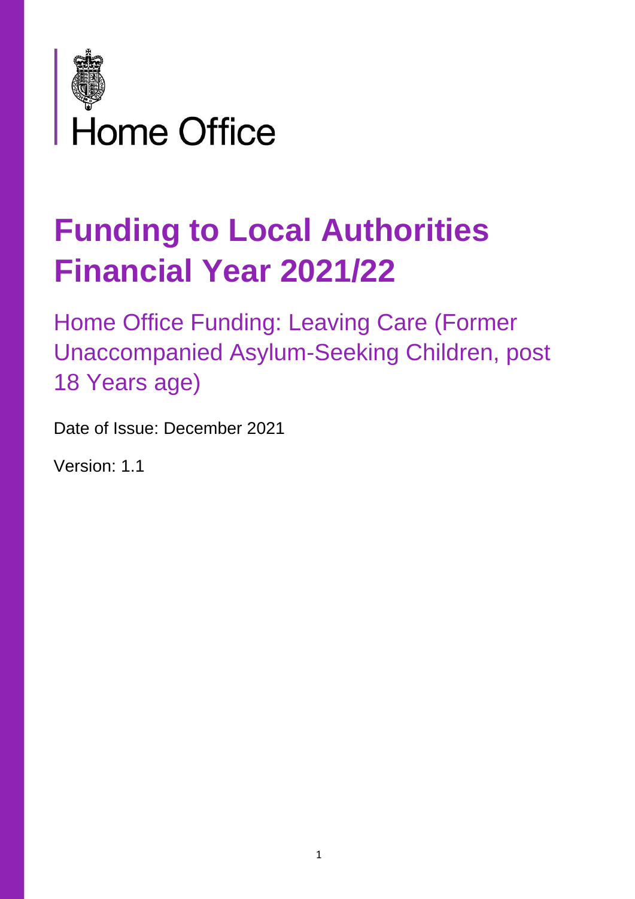Home Office

# Funding to Local Authorities Financial Year 2021/22

## Home Office Funding: Leaving Care (Former Unaccompanied Asylum-Seeking Children, post 18 Years age)

Date of Issue: December 2021

Version: 1.1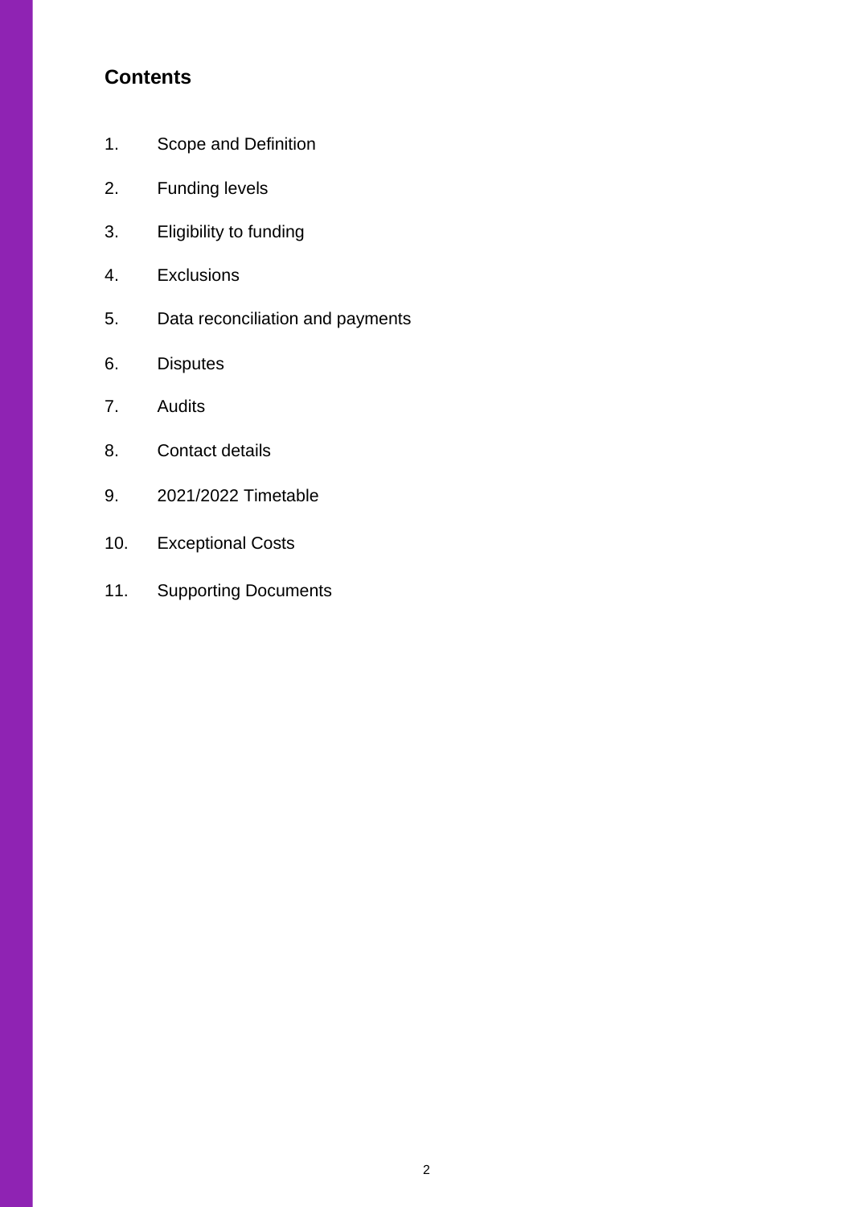## Contents

1. Scope and Definition
2. Funding levels
3. Eligibility to funding
4. Exclusions
5. Data reconciliation and payments
6. Disputes
7. Audits
8. Contact details
9. 2021/2022 Timetable
10. Exceptional Costs
11. Supporting Documents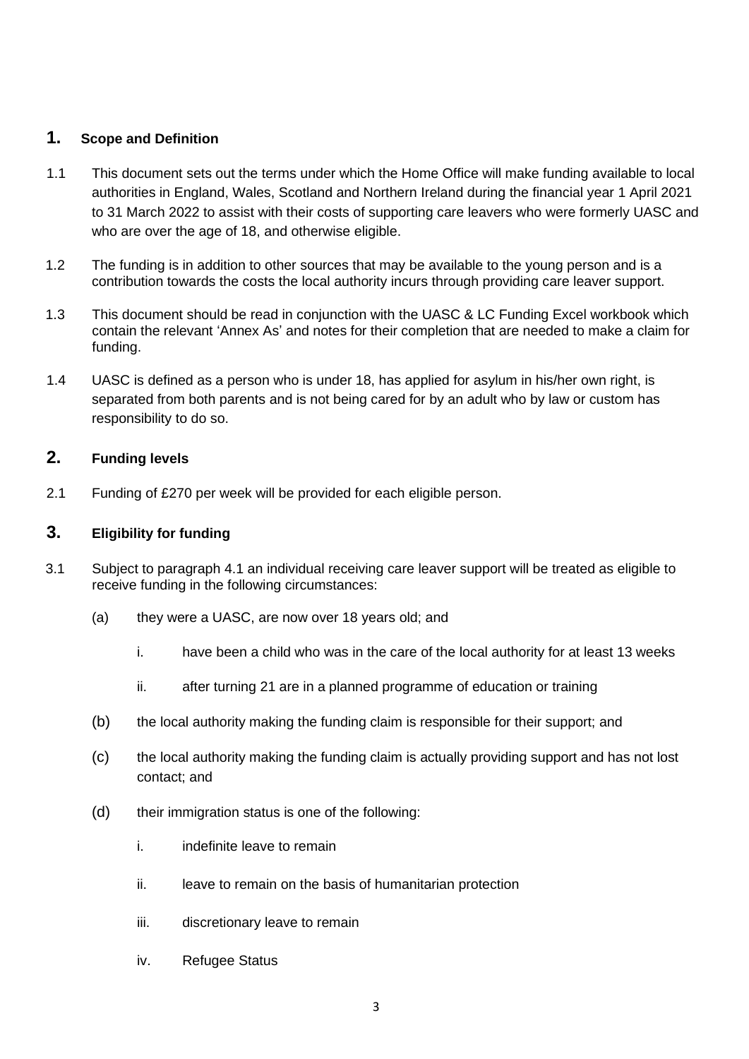## 1. Scope and Definition

1.1 This document sets out the terms under which the Home Office will make funding available to local authorities in England, Wales, Scotland and Northern Ireland during the financial year 1 April 2021 to 31 March 2022 to assist with their costs of supporting care leavers who were formerly UASC and who are over the age of 18, and otherwise eligible.

1.2 The funding is in addition to other sources that may be available to the young person and is a contribution towards the costs the local authority incurs through providing care leaver support.

1.3 This document should be read in conjunction with the UASC & LC Funding Excel workbook which contain the relevant 'Annex As' and notes for their completion that are needed to make a claim for funding.

1.4 UASC is defined as a person who is under 18, has applied for asylum in his/her own right, is separated from both parents and is not being cared for by an adult who by law or custom has responsibility to do so.

## 2. Funding levels

2.1 Funding of £270 per week will be provided for each eligible person.

## 3. Eligibility for funding

3.1 Subject to paragraph 4.1 an individual receiving care leaver support will be treated as eligible to receive funding in the following circumstances:

(a) they were a UASC, are now over 18 years old; and

i. have been a child who was in the care of the local authority for at least 13 weeks

ii. after turning 21 are in a planned programme of education or training

(b) the local authority making the funding claim is responsible for their support; and

(c) the local authority making the funding claim is actually providing support and has not lost contact; and

(d) their immigration status is one of the following:

i. indefinite leave to remain

ii. leave to remain on the basis of humanitarian protection

iii. discretionary leave to remain

iv. Refugee Status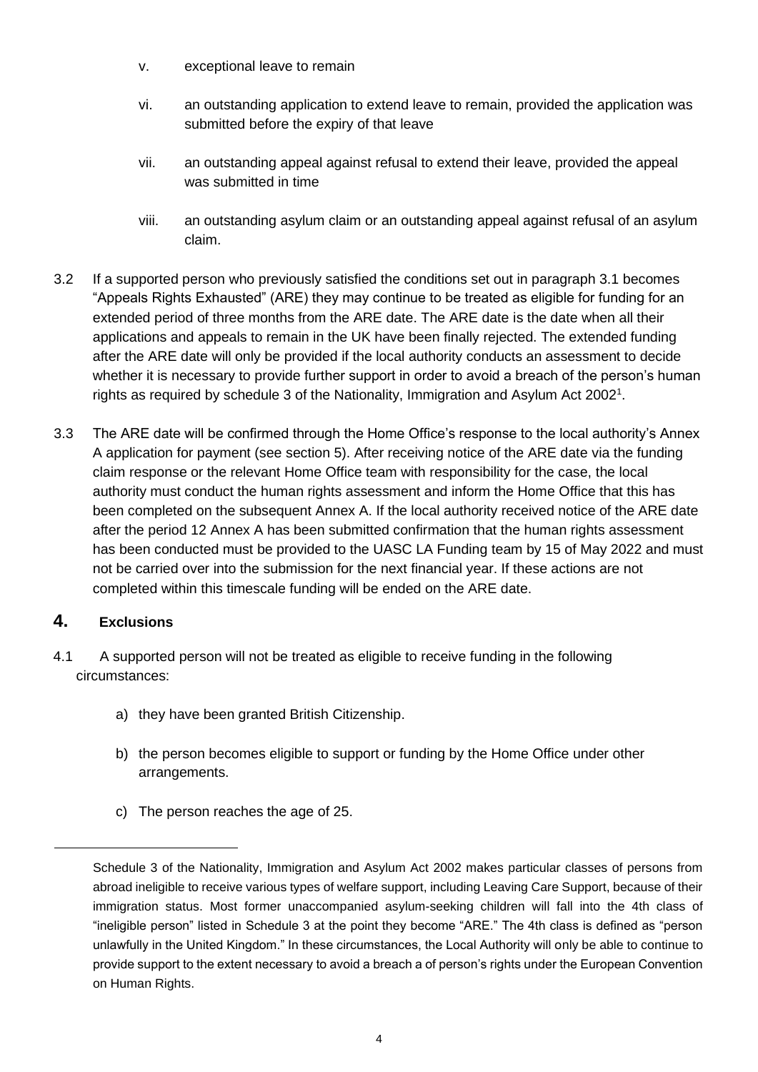v. exceptional leave to remain

vi. an outstanding application to extend leave to remain, provided the application was submitted before the expiry of that leave

vii. an outstanding appeal against refusal to extend their leave, provided the appeal was submitted in time

viii. an outstanding asylum claim or an outstanding appeal against refusal of an asylum claim.

3.2 If a supported person who previously satisfied the conditions set out in paragraph 3.1 becomes "Appeals Rights Exhausted" (ARE) they may continue to be treated as eligible for funding for an extended period of three months from the ARE date. The ARE date is the date when all their applications and appeals to remain in the UK have been finally rejected. The extended funding after the ARE date will only be provided if the local authority conducts an assessment to decide whether it is necessary to provide further support in order to avoid a breach of the person's human rights as required by schedule 3 of the Nationality, Immigration and Asylum Act 2002[1].

3.3 The ARE date will be confirmed through the Home Office's response to the local authority's Annex A application for payment (see section 5). After receiving notice of the ARE date via the funding claim response or the relevant Home Office team with responsibility for the case, the local authority must conduct the human rights assessment and inform the Home Office that this has been completed on the subsequent Annex A. If the local authority received notice of the ARE date after the period 12 Annex A has been submitted confirmation that the human rights assessment has been conducted must be provided to the UASC LA Funding team by 15 of May 2022 and must not be carried over into the submission for the next financial year. If these actions are not completed within this timescale funding will be ended on the ARE date.

## 4. Exclusions

4.1 A supported person will not be treated as eligible to receive funding in the following circumstances:

a) they have been granted British Citizenship.

b) the person becomes eligible to support or funding by the Home Office under other arrangements.

c) The person reaches the age of 25.

---

[1] Schedule 3 of the Nationality, Immigration and Asylum Act 2002 makes particular classes of persons from abroad ineligible to receive various types of welfare support, including Leaving Care Support, because of their immigration status. Most former unaccompanied asylum-seeking children will fall into the 4th class of "ineligible person" listed in Schedule 3 at the point they become "ARE." The 4th class is defined as "person unlawfully in the United Kingdom." In these circumstances, the Local Authority will only be able to continue to provide support to the extent necessary to avoid a breach a of person's rights under the European Convention on Human Rights.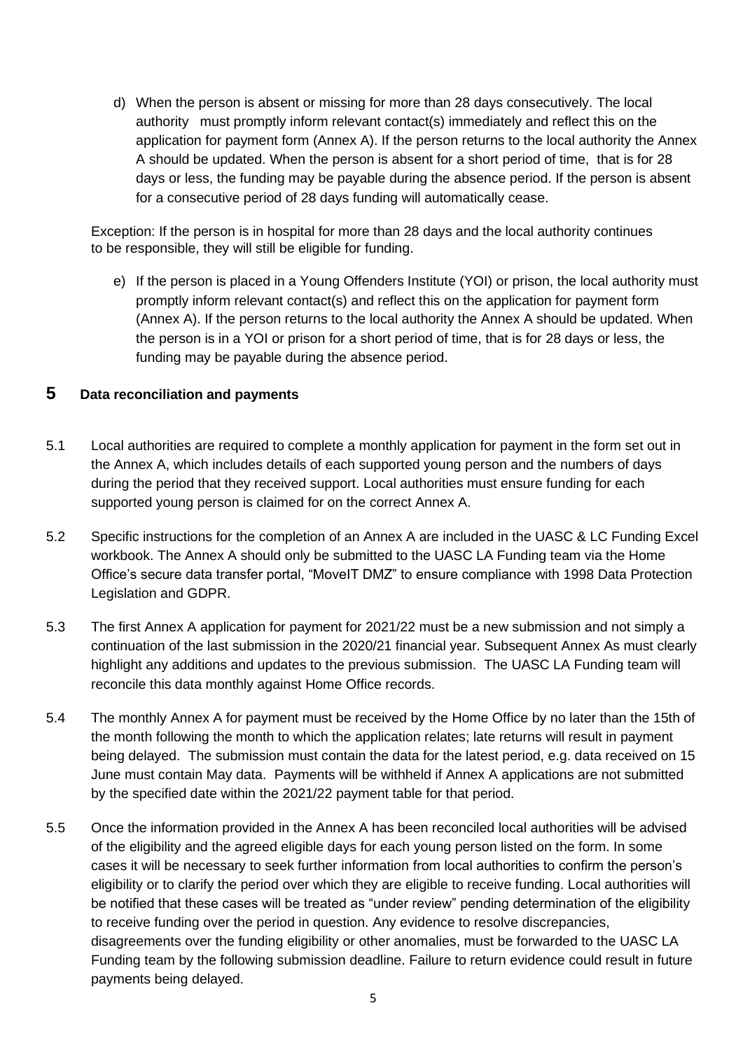d) When the person is absent or missing for more than 28 days consecutively. The local authority must promptly inform relevant contact(s) immediately and reflect this on the application for payment form (Annex A). If the person returns to the local authority the Annex A should be updated. When the person is absent for a short period of time, that is for 28 days or less, the funding may be payable during the absence period. If the person is absent for a consecutive period of 28 days funding will automatically cease.

Exception: If the person is in hospital for more than 28 days and the local authority continues to be responsible, they will still be eligible for funding.

e) If the person is placed in a Young Offenders Institute (YOI) or prison, the local authority must promptly inform relevant contact(s) and reflect this on the application for payment form (Annex A). If the person returns to the local authority the Annex A should be updated. When the person is in a YOI or prison for a short period of time, that is for 28 days or less, the funding may be payable during the absence period.

## 5 Data reconciliation and payments

5.1 Local authorities are required to complete a monthly application for payment in the form set out in the Annex A, which includes details of each supported young person and the numbers of days during the period that they received support. Local authorities must ensure funding for each supported young person is claimed for on the correct Annex A.

5.2 Specific instructions for the completion of an Annex A are included in the UASC & LC Funding Excel workbook. The Annex A should only be submitted to the UASC LA Funding team via the Home Office's secure data transfer portal, "MoveIT DMZ" to ensure compliance with 1998 Data Protection Legislation and GDPR.

5.3 The first Annex A application for payment for 2021/22 must be a new submission and not simply a continuation of the last submission in the 2020/21 financial year. Subsequent Annex As must clearly highlight any additions and updates to the previous submission. The UASC LA Funding team will reconcile this data monthly against Home Office records.

5.4 The monthly Annex A for payment must be received by the Home Office by no later than the 15th of the month following the month to which the application relates; late returns will result in payment being delayed. The submission must contain the data for the latest period, e.g. data received on 15 June must contain May data. Payments will be withheld if Annex A applications are not submitted by the specified date within the 2021/22 payment table for that period.

5.5 Once the information provided in the Annex A has been reconciled local authorities will be advised of the eligibility and the agreed eligible days for each young person listed on the form. In some cases it will be necessary to seek further information from local authorities to confirm the person's eligibility or to clarify the period over which they are eligible to receive funding. Local authorities will be notified that these cases will be treated as "under review" pending determination of the eligibility to receive funding over the period in question. Any evidence to resolve discrepancies, disagreements over the funding eligibility or other anomalies, must be forwarded to the UASC LA Funding team by the following submission deadline. Failure to return evidence could result in future payments being delayed.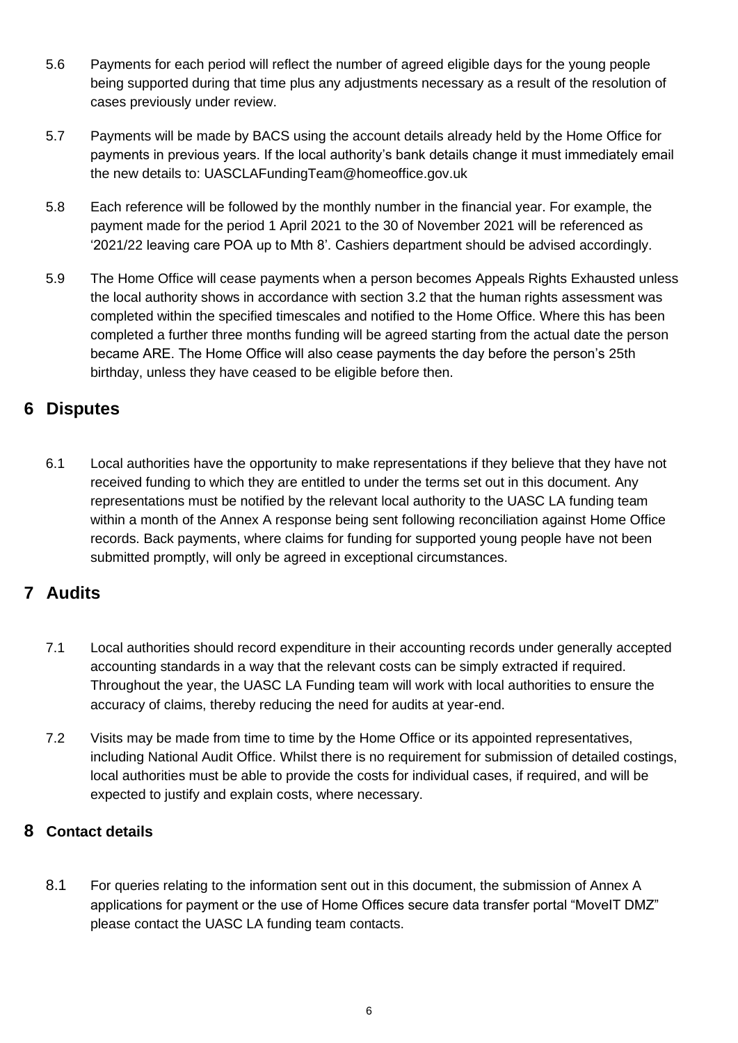5.6 Payments for each period will reflect the number of agreed eligible days for the young people being supported during that time plus any adjustments necessary as a result of the resolution of cases previously under review.

5.7 Payments will be made by BACS using the account details already held by the Home Office for payments in previous years. If the local authority's bank details change it must immediately email the new details to: UASCLAFundingTeam@homeoffice.gov.uk

5.8 Each reference will be followed by the monthly number in the financial year. For example, the payment made for the period 1 April 2021 to the 30 of November 2021 will be referenced as '2021/22 leaving care POA up to Mth 8'. Cashiers department should be advised accordingly.

5.9 The Home Office will cease payments when a person becomes Appeals Rights Exhausted unless the local authority shows in accordance with section 3.2 that the human rights assessment was completed within the specified timescales and notified to the Home Office. Where this has been completed a further three months funding will be agreed starting from the actual date the person became ARE. The Home Office will also cease payments the day before the person's 25th birthday, unless they have ceased to be eligible before then.

## 6 Disputes

6.1 Local authorities have the opportunity to make representations if they believe that they have not received funding to which they are entitled to under the terms set out in this document. Any representations must be notified by the relevant local authority to the UASC LA funding team within a month of the Annex A response being sent following reconciliation against Home Office records. Back payments, where claims for funding for supported young people have not been submitted promptly, will only be agreed in exceptional circumstances.

## 7 Audits

7.1 Local authorities should record expenditure in their accounting records under generally accepted accounting standards in a way that the relevant costs can be simply extracted if required. Throughout the year, the UASC LA Funding team will work with local authorities to ensure the accuracy of claims, thereby reducing the need for audits at year-end.

7.2 Visits may be made from time to time by the Home Office or its appointed representatives, including National Audit Office. Whilst there is no requirement for submission of detailed costings, local authorities must be able to provide the costs for individual cases, if required, and will be expected to justify and explain costs, where necessary.

### 8 Contact details

8.1 For queries relating to the information sent out in this document, the submission of Annex A applications for payment or the use of Home Offices secure data transfer portal "MoveIT DMZ" please contact the UASC LA funding team contacts.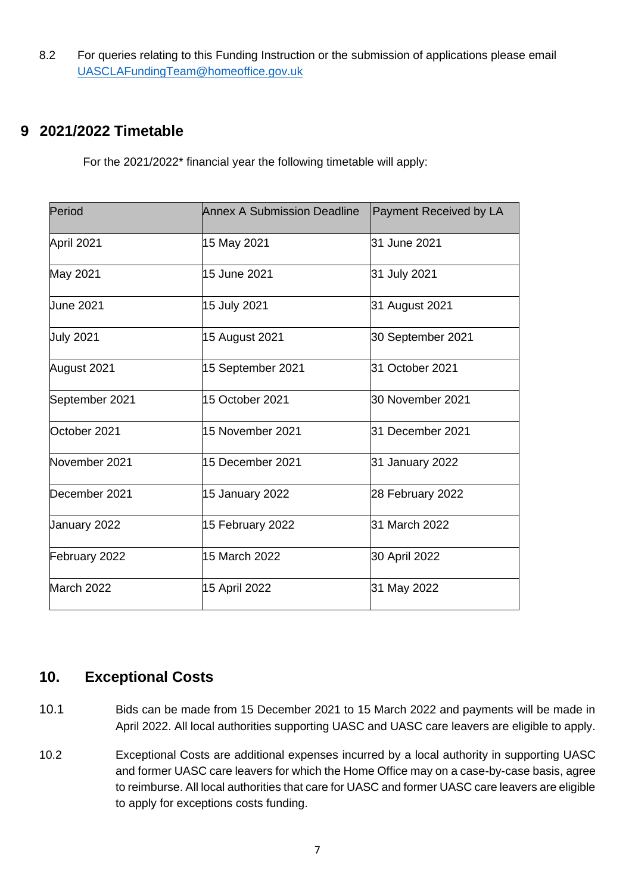8.2 For queries relating to this Funding Instruction or the submission of applications please email UASCLAFundingTeam@homeoffice.gov.uk

## 9 2021/2022 Timetable

For the 2021/2022* financial year the following timetable will apply:

| Period | Annex A Submission Deadline | Payment Received by LA |
|---|---|---|
| April 2021 | 15 May 2021 | 31 June 2021 |
| May 2021 | 15 June 2021 | 31 July 2021 |
| June 2021 | 15 July 2021 | 31 August 2021 |
| July 2021 | 15 August 2021 | 30 September 2021 |
| August 2021 | 15 September 2021 | 31 October 2021 |
| September 2021 | 15 October 2021 | 30 November 2021 |
| October 2021 | 15 November 2021 | 31 December 2021 |
| November 2021 | 15 December 2021 | 31 January 2022 |
| December 2021 | 15 January 2022 | 28 February 2022 |
| January 2022 | 15 February 2022 | 31 March 2022 |
| February 2022 | 15 March 2022 | 30 April 2022 |
| March 2022 | 15 April 2022 | 31 May 2022 |

## 10. Exceptional Costs

10.1 Bids can be made from 15 December 2021 to 15 March 2022 and payments will be made in April 2022. All local authorities supporting UASC and UASC care leavers are eligible to apply.

10.2 Exceptional Costs are additional expenses incurred by a local authority in supporting UASC and former UASC care leavers for which the Home Office may on a case-by-case basis, agree to reimburse. All local authorities that care for UASC and former UASC care leavers are eligible to apply for exceptions costs funding.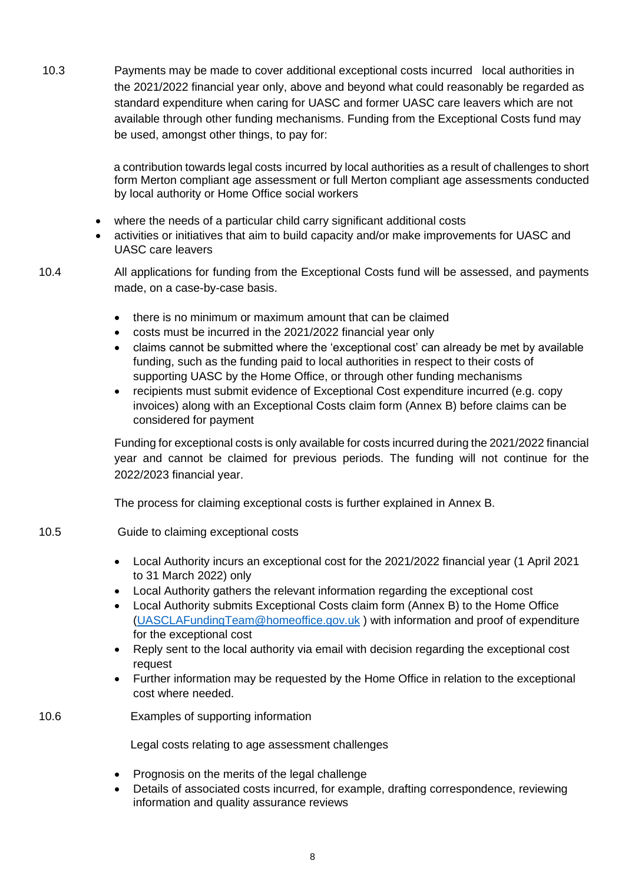10.3 Payments may be made to cover additional exceptional costs incurred local authorities in the 2021/2022 financial year only, above and beyond what could reasonably be regarded as standard expenditure when caring for UASC and former UASC care leavers which are not available through other funding mechanisms. Funding from the Exceptional Costs fund may be used, amongst other things, to pay for:

a contribution towards legal costs incurred by local authorities as a result of challenges to short form Merton compliant age assessment or full Merton compliant age assessments conducted by local authority or Home Office social workers

- where the needs of a particular child carry significant additional costs
- activities or initiatives that aim to build capacity and/or make improvements for UASC and UASC care leavers

10.4 All applications for funding from the Exceptional Costs fund will be assessed, and payments made, on a case-by-case basis.

- there is no minimum or maximum amount that can be claimed
- costs must be incurred in the 2021/2022 financial year only
- claims cannot be submitted where the 'exceptional cost' can already be met by available funding, such as the funding paid to local authorities in respect to their costs of supporting UASC by the Home Office, or through other funding mechanisms
- recipients must submit evidence of Exceptional Cost expenditure incurred (e.g. copy invoices) along with an Exceptional Costs claim form (Annex B) before claims can be considered for payment

Funding for exceptional costs is only available for costs incurred during the 2021/2022 financial year and cannot be claimed for previous periods. The funding will not continue for the 2022/2023 financial year.

The process for claiming exceptional costs is further explained in Annex B.

10.5 Guide to claiming exceptional costs

- Local Authority incurs an exceptional cost for the 2021/2022 financial year (1 April 2021 to 31 March 2022) only
- Local Authority gathers the relevant information regarding the exceptional cost
- Local Authority submits Exceptional Costs claim form (Annex B) to the Home Office (UASCLAFundingTeam@homeoffice.gov.uk ) with information and proof of expenditure for the exceptional cost
- Reply sent to the local authority via email with decision regarding the exceptional cost request
- Further information may be requested by the Home Office in relation to the exceptional cost where needed.

10.6 Examples of supporting information

Legal costs relating to age assessment challenges

- Prognosis on the merits of the legal challenge
- Details of associated costs incurred, for example, drafting correspondence, reviewing information and quality assurance reviews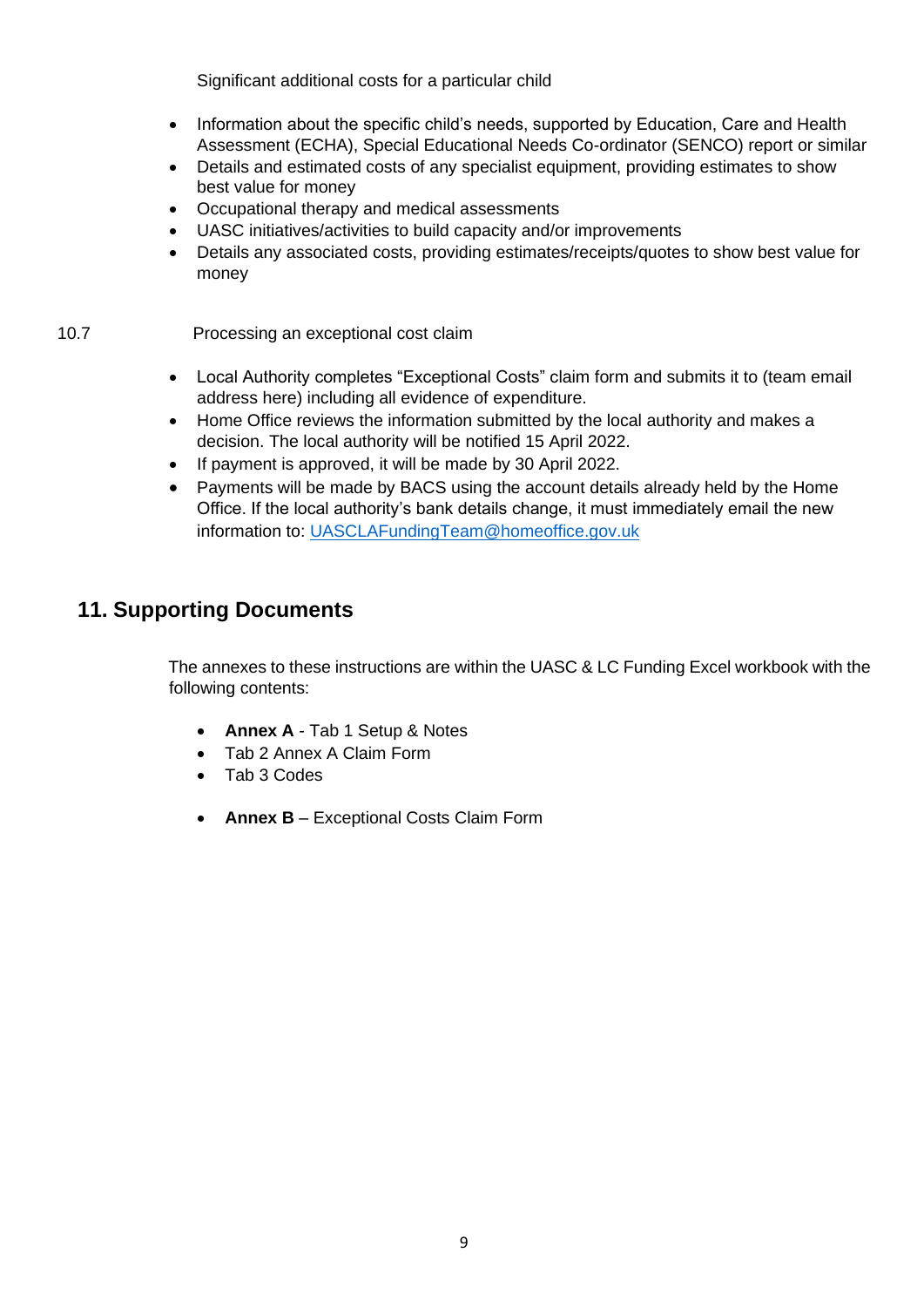Significant additional costs for a particular child

- Information about the specific child's needs, supported by Education, Care and Health Assessment (ECHA), Special Educational Needs Co-ordinator (SENCO) report or similar
- Details and estimated costs of any specialist equipment, providing estimates to show best value for money
- Occupational therapy and medical assessments
- UASC initiatives/activities to build capacity and/or improvements
- Details any associated costs, providing estimates/receipts/quotes to show best value for money

10.7 Processing an exceptional cost claim

- Local Authority completes "Exceptional Costs" claim form and submits it to (team email address here) including all evidence of expenditure.
- Home Office reviews the information submitted by the local authority and makes a decision. The local authority will be notified 15 April 2022.
- If payment is approved, it will be made by 30 April 2022.
- Payments will be made by BACS using the account details already held by the Home Office. If the local authority's bank details change, it must immediately email the new information to: UASCLAFundingTeam@homeoffice.gov.uk

## 11. Supporting Documents

The annexes to these instructions are within the UASC & LC Funding Excel workbook with the following contents:

- **Annex A** - Tab 1 Setup & Notes
- Tab 2 Annex A Claim Form
- Tab 3 Codes

- **Annex B** – Exceptional Costs Claim Form